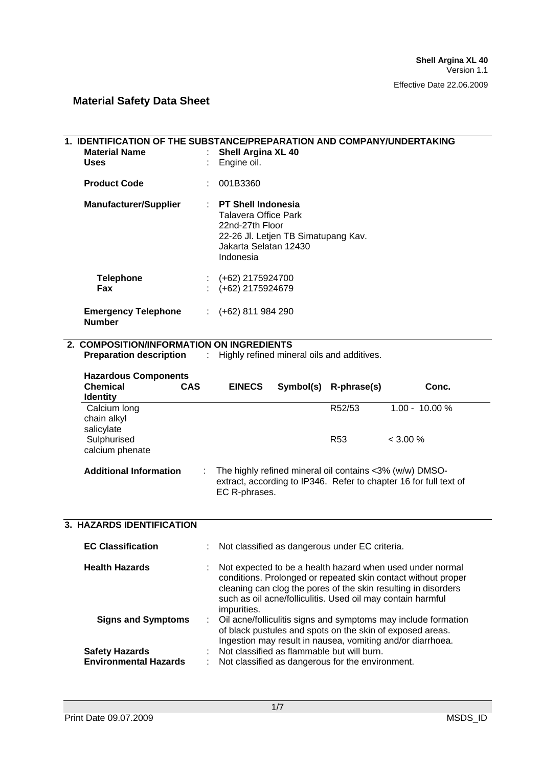**Shell Argina XL 40**
Version 1.1

Effective Date 22.06.2009

# Material Safety Data Sheet

## 1. IDENTIFICATION OF THE SUBSTANCE/PREPARATION AND COMPANY/UNDERTAKING

**Material Name** : **Shell Argina XL 40**
**Uses** : Engine oil.

**Product Code** : 001B3360

**Manufacturer/Supplier** : **PT Shell Indonesia**
Talavera Office Park
22nd-27th Floor
22-26 Jl. Letjen TB Simatupang Kav.
Jakarta Selatan 12430
Indonesia

**Telephone** : (+62) 2175924700
**Fax** : (+62) 2175924679

**Emergency Telephone Number** : (+62) 811 984 290

## 2. COMPOSITION/INFORMATION ON INGREDIENTS

**Preparation description** : Highly refined mineral oils and additives.

**Hazardous Components**

| Chemical Identity | CAS | EINECS | Symbol(s) | R-phrase(s) | Conc. |
|---|---|---|---|---|---|
| Calcium long chain alkyl salicylate | | | | R52/53 | 1.00 - 10.00 % |
| Sulphurised calcium phenate | | | | R53 | < 3.00 % |

**Additional Information** : The highly refined mineral oil contains <3% (w/w) DMSO-extract, according to IP346. Refer to chapter 16 for full text of EC R-phrases.

## 3. HAZARDS IDENTIFICATION

**EC Classification** : Not classified as dangerous under EC criteria.

**Health Hazards** : Not expected to be a health hazard when used under normal conditions. Prolonged or repeated skin contact without proper cleaning can clog the pores of the skin resulting in disorders such as oil acne/folliculitis. Used oil may contain harmful impurities.

**Signs and Symptoms** : Oil acne/folliculitis signs and symptoms may include formation of black pustules and spots on the skin of exposed areas. Ingestion may result in nausea, vomiting and/or diarrhoea.

**Safety Hazards** : Not classified as flammable but will burn.

**Environmental Hazards** : Not classified as dangerous for the environment.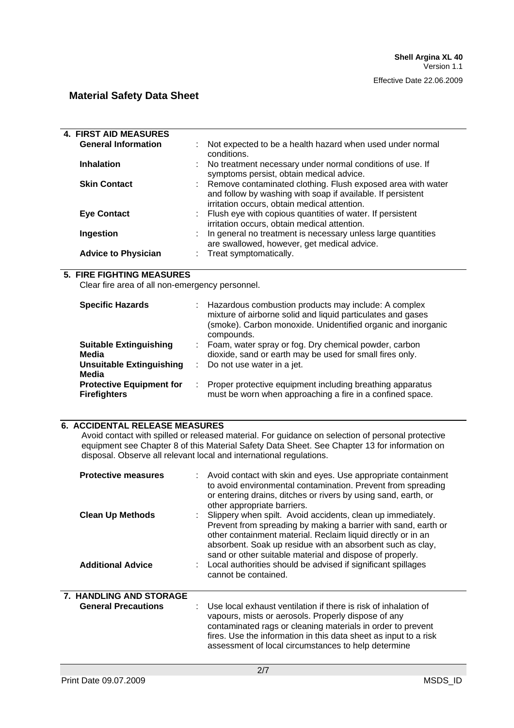## Material Safety Data Sheet

### 4. FIRST AID MEASURES

| | |
|---|---|
| **General Information** | Not expected to be a health hazard when used under normal conditions. |
| **Inhalation** | No treatment necessary under normal conditions of use. If symptoms persist, obtain medical advice. |
| **Skin Contact** | Remove contaminated clothing. Flush exposed area with water and follow by washing with soap if available. If persistent irritation occurs, obtain medical attention. |
| **Eye Contact** | Flush eye with copious quantities of water. If persistent irritation occurs, obtain medical attention. |
| **Ingestion** | In general no treatment is necessary unless large quantities are swallowed, however, get medical advice. |
| **Advice to Physician** | Treat symptomatically. |

### 5. FIRE FIGHTING MEASURES

Clear fire area of all non-emergency personnel.

| | |
|---|---|
| **Specific Hazards** | Hazardous combustion products may include: A complex mixture of airborne solid and liquid particulates and gases (smoke). Carbon monoxide. Unidentified organic and inorganic compounds. |
| **Suitable Extinguishing Media** | Foam, water spray or fog. Dry chemical powder, carbon dioxide, sand or earth may be used for small fires only. |
| **Unsuitable Extinguishing Media** | Do not use water in a jet. |
| **Protective Equipment for Firefighters** | Proper protective equipment including breathing apparatus must be worn when approaching a fire in a confined space. |

### 6. ACCIDENTAL RELEASE MEASURES

Avoid contact with spilled or released material. For guidance on selection of personal protective equipment see Chapter 8 of this Material Safety Data Sheet. See Chapter 13 for information on disposal. Observe all relevant local and international regulations.

| | |
|---|---|
| **Protective measures** | Avoid contact with skin and eyes. Use appropriate containment to avoid environmental contamination. Prevent from spreading or entering drains, ditches or rivers by using sand, earth, or other appropriate barriers. |
| **Clean Up Methods** | Slippery when spilt. Avoid accidents, clean up immediately. Prevent from spreading by making a barrier with sand, earth or other containment material. Reclaim liquid directly or in an absorbent. Soak up residue with an absorbent such as clay, sand or other suitable material and dispose of properly. |
| **Additional Advice** | Local authorities should be advised if significant spillages cannot be contained. |

### 7. HANDLING AND STORAGE

| | |
|---|---|
| **General Precautions** | Use local exhaust ventilation if there is risk of inhalation of vapours, mists or aerosols. Properly dispose of any contaminated rags or cleaning materials in order to prevent fires. Use the information in this data sheet as input to a risk assessment of local circumstances to help determine |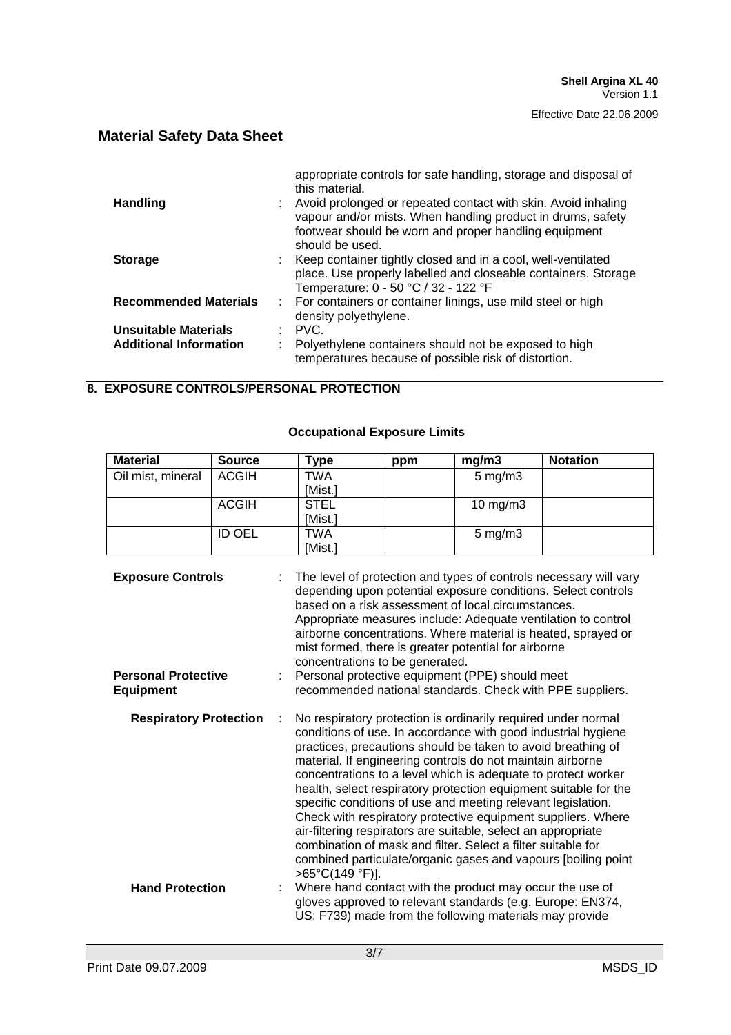appropriate controls for safe handling, storage and disposal of this material.

**Handling** : Avoid prolonged or repeated contact with skin. Avoid inhaling vapour and/or mists. When handling product in drums, safety footwear should be worn and proper handling equipment should be used.

**Storage** : Keep container tightly closed and in a cool, well-ventilated place. Use properly labelled and closeable containers. Storage Temperature: 0 - 50 °C / 32 - 122 °F

**Recommended Materials** : For containers or container linings, use mild steel or high density polyethylene.

**Unsuitable Materials** : PVC.

**Additional Information** : Polyethylene containers should not be exposed to high temperatures because of possible risk of distortion.

## 8. EXPOSURE CONTROLS/PERSONAL PROTECTION

**Occupational Exposure Limits**

| Material | Source | Type | ppm | mg/m3 | Notation |
|---|---|---|---|---|---|
| Oil mist, mineral | ACGIH | TWA [Mist.] | | 5 mg/m3 | |
| | ACGIH | STEL [Mist.] | | 10 mg/m3 | |
| | ID OEL | TWA [Mist.] | | 5 mg/m3 | |

**Exposure Controls** : The level of protection and types of controls necessary will vary depending upon potential exposure conditions. Select controls based on a risk assessment of local circumstances. Appropriate measures include: Adequate ventilation to control airborne concentrations. Where material is heated, sprayed or mist formed, there is greater potential for airborne concentrations to be generated.

**Personal Protective Equipment** : Personal protective equipment (PPE) should meet recommended national standards. Check with PPE suppliers.

**Respiratory Protection** : No respiratory protection is ordinarily required under normal conditions of use. In accordance with good industrial hygiene practices, precautions should be taken to avoid breathing of material. If engineering controls do not maintain airborne concentrations to a level which is adequate to protect worker health, select respiratory protection equipment suitable for the specific conditions of use and meeting relevant legislation. Check with respiratory protective equipment suppliers. Where air-filtering respirators are suitable, select an appropriate combination of mask and filter. Select a filter suitable for combined particulate/organic gases and vapours [boiling point >65°C(149 °F)].

**Hand Protection** : Where hand contact with the product may occur the use of gloves approved to relevant standards (e.g. Europe: EN374, US: F739) made from the following materials may provide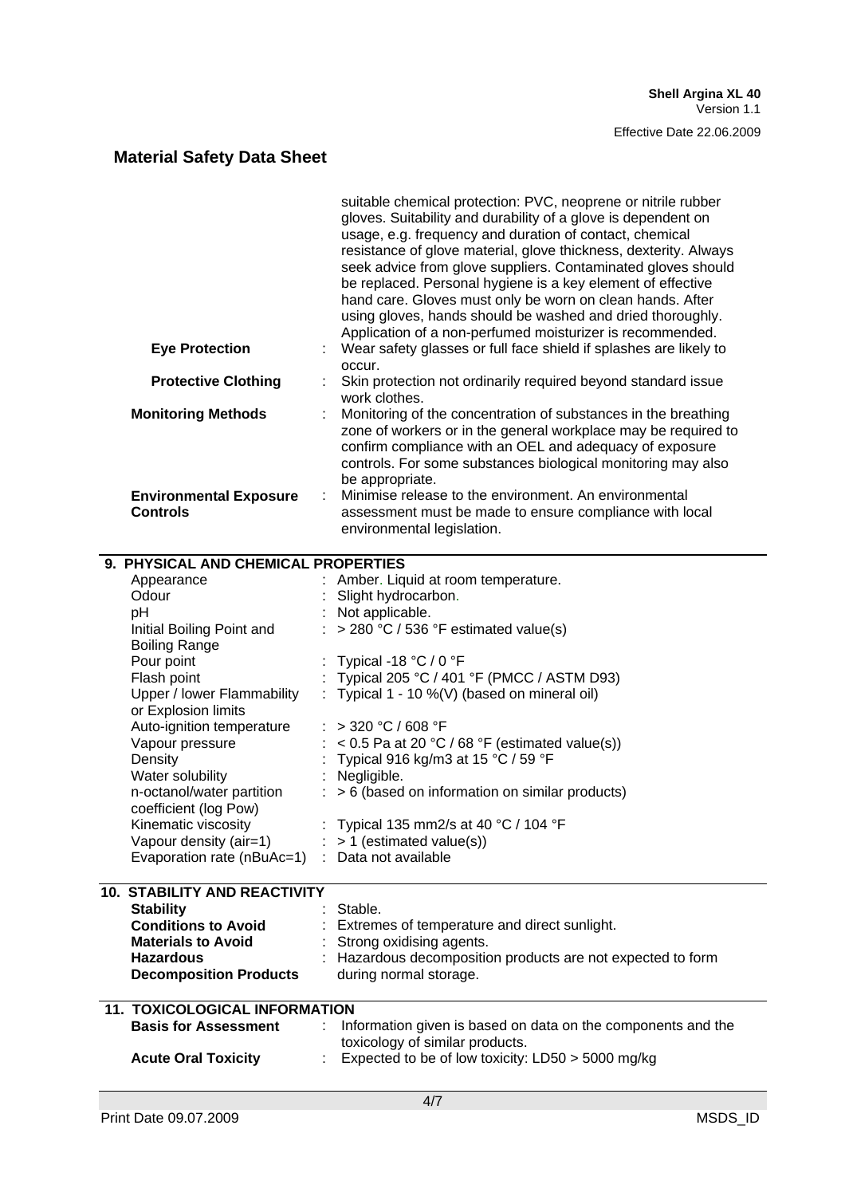suitable chemical protection: PVC, neoprene or nitrile rubber gloves. Suitability and durability of a glove is dependent on usage, e.g. frequency and duration of contact, chemical resistance of glove material, glove thickness, dexterity. Always seek advice from glove suppliers. Contaminated gloves should be replaced. Personal hygiene is a key element of effective hand care. Gloves must only be worn on clean hands. After using gloves, hands should be washed and dried thoroughly. Application of a non-perfumed moisturizer is recommended.

**Eye Protection** : Wear safety glasses or full face shield if splashes are likely to occur.

**Protective Clothing** : Skin protection not ordinarily required beyond standard issue work clothes.

**Monitoring Methods** : Monitoring of the concentration of substances in the breathing zone of workers or in the general workplace may be required to confirm compliance with an OEL and adequacy of exposure controls. For some substances biological monitoring may also be appropriate.

**Environmental Exposure Controls** : Minimise release to the environment. An environmental assessment must be made to ensure compliance with local environmental legislation.

## 9. PHYSICAL AND CHEMICAL PROPERTIES

| | |
|---|---|
| Appearance | : Amber. Liquid at room temperature. |
| Odour | : Slight hydrocarbon. |
| pH | : Not applicable. |
| Initial Boiling Point and Boiling Range | : > 280 °C / 536 °F estimated value(s) |
| Pour point | : Typical -18 °C / 0 °F |
| Flash point | : Typical 205 °C / 401 °F (PMCC / ASTM D93) |
| Upper / lower Flammability or Explosion limits | : Typical 1 - 10 %(V) (based on mineral oil) |
| Auto-ignition temperature | : > 320 °C / 608 °F |
| Vapour pressure | : < 0.5 Pa at 20 °C / 68 °F (estimated value(s)) |
| Density | : Typical 916 kg/m3 at 15 °C / 59 °F |
| Water solubility | : Negligible. |
| n-octanol/water partition coefficient (log Pow) | : > 6 (based on information on similar products) |
| Kinematic viscosity | : Typical 135 mm2/s at 40 °C / 104 °F |
| Vapour density (air=1) | : > 1 (estimated value(s)) |
| Evaporation rate (nBuAc=1) | : Data not available |

## 10. STABILITY AND REACTIVITY

**Stability** : Stable.

**Conditions to Avoid** : Extremes of temperature and direct sunlight.

**Materials to Avoid** : Strong oxidising agents.

**Hazardous Decomposition Products** : Hazardous decomposition products are not expected to form during normal storage.

## 11. TOXICOLOGICAL INFORMATION

**Basis for Assessment** : Information given is based on data on the components and the toxicology of similar products.

**Acute Oral Toxicity** : Expected to be of low toxicity: LD50 > 5000 mg/kg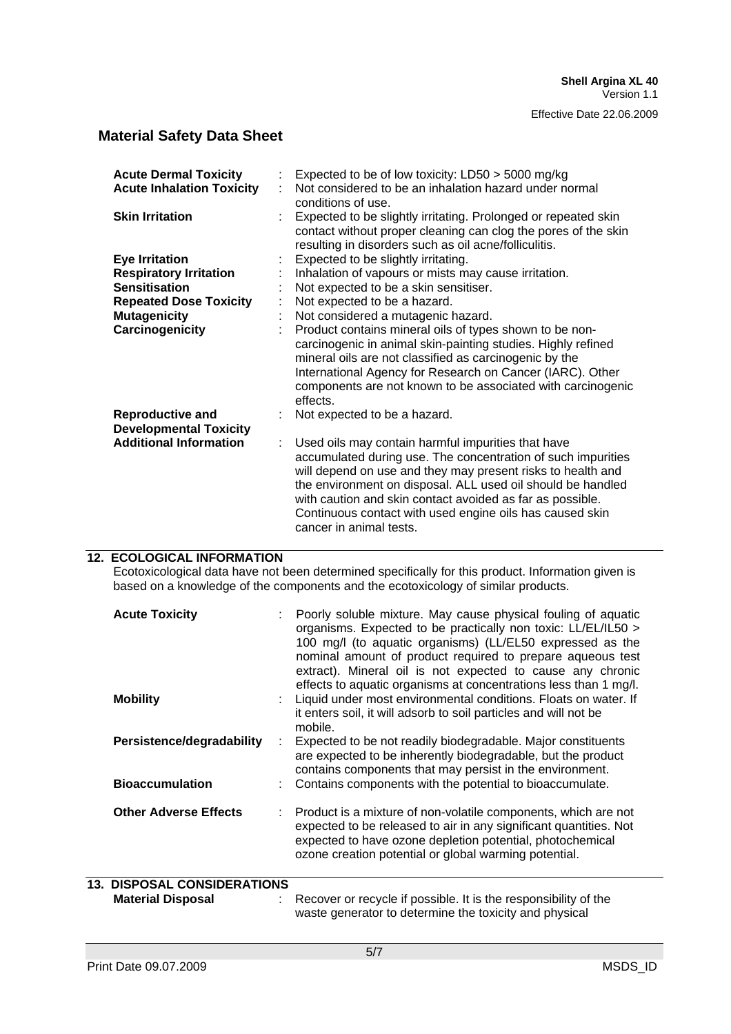| | |
|---|---|
| **Acute Dermal Toxicity** | Expected to be of low toxicity: LD50 > 5000 mg/kg |
| **Acute Inhalation Toxicity** | Not considered to be an inhalation hazard under normal conditions of use. |
| **Skin Irritation** | Expected to be slightly irritating. Prolonged or repeated skin contact without proper cleaning can clog the pores of the skin resulting in disorders such as oil acne/folliculitis. |
| **Eye Irritation** | Expected to be slightly irritating. |
| **Respiratory Irritation** | Inhalation of vapours or mists may cause irritation. |
| **Sensitisation** | Not expected to be a skin sensitiser. |
| **Repeated Dose Toxicity** | Not expected to be a hazard. |
| **Mutagenicity** | Not considered a mutagenic hazard. |
| **Carcinogenicity** | Product contains mineral oils of types shown to be non-carcinogenic in animal skin-painting studies. Highly refined mineral oils are not classified as carcinogenic by the International Agency for Research on Cancer (IARC). Other components are not known to be associated with carcinogenic effects. |
| **Reproductive and Developmental Toxicity** | Not expected to be a hazard. |
| **Additional Information** | Used oils may contain harmful impurities that have accumulated during use. The concentration of such impurities will depend on use and they may present risks to health and the environment on disposal. ALL used oil should be handled with caution and skin contact avoided as far as possible. Continuous contact with used engine oils has caused skin cancer in animal tests. |

## 12. ECOLOGICAL INFORMATION

Ecotoxicological data have not been determined specifically for this product. Information given is based on a knowledge of the components and the ecotoxicology of similar products.

| | |
|---|---|
| **Acute Toxicity** | Poorly soluble mixture. May cause physical fouling of aquatic organisms. Expected to be practically non toxic: LL/EL/IL50 > 100 mg/l (to aquatic organisms) (LL/EL50 expressed as the nominal amount of product required to prepare aqueous test extract). Mineral oil is not expected to cause any chronic effects to aquatic organisms at concentrations less than 1 mg/l. |
| **Mobility** | Liquid under most environmental conditions. Floats on water. If it enters soil, it will adsorb to soil particles and will not be mobile. |
| **Persistence/degradability** | Expected to be not readily biodegradable. Major constituents are expected to be inherently biodegradable, but the product contains components that may persist in the environment. |
| **Bioaccumulation** | Contains components with the potential to bioaccumulate. |
| **Other Adverse Effects** | Product is a mixture of non-volatile components, which are not expected to be released to air in any significant quantities. Not expected to have ozone depletion potential, photochemical ozone creation potential or global warming potential. |

## 13. DISPOSAL CONSIDERATIONS

| | |
|---|---|
| **Material Disposal** | Recover or recycle if possible. It is the responsibility of the waste generator to determine the toxicity and physical |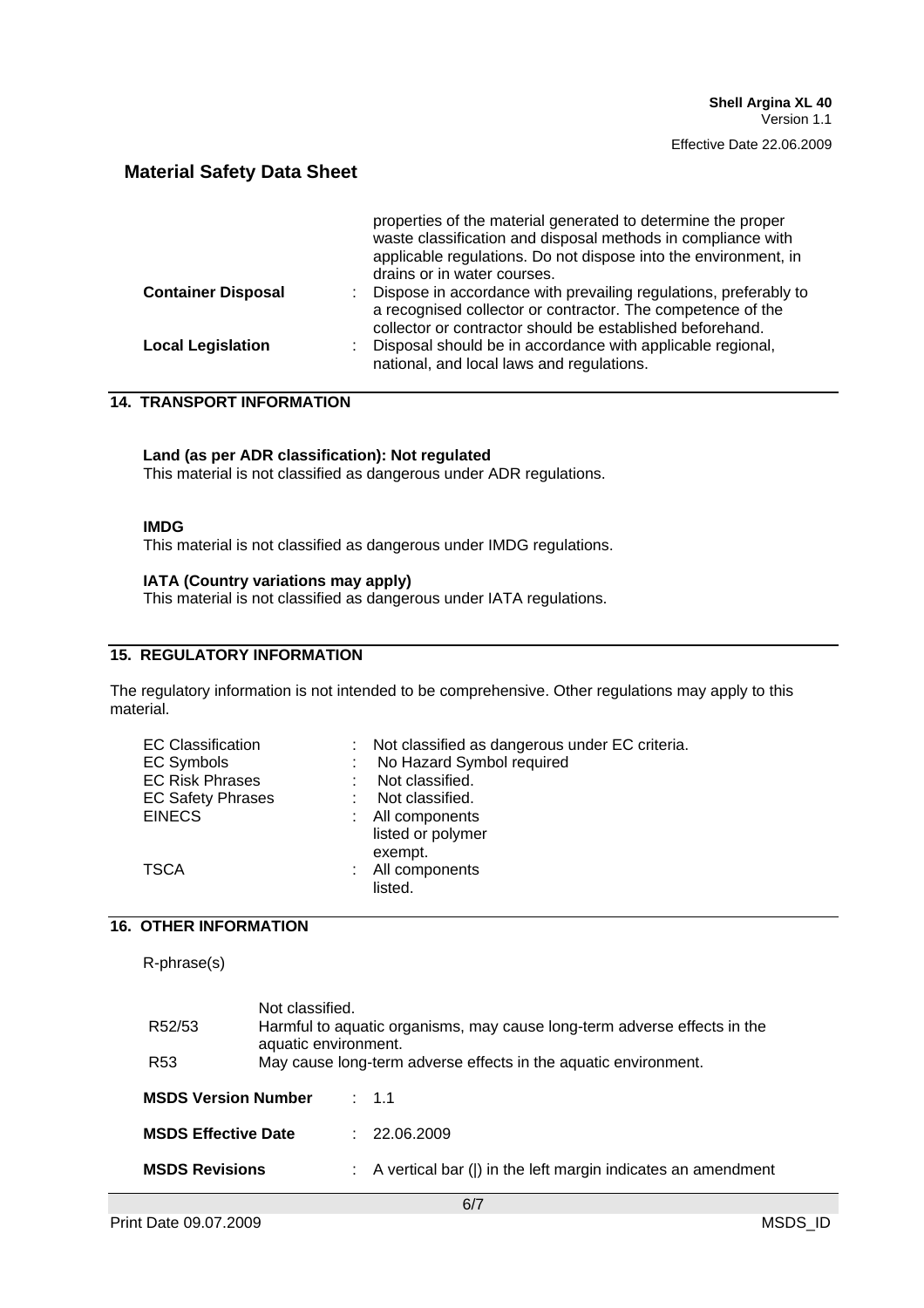properties of the material generated to determine the proper waste classification and disposal methods in compliance with applicable regulations. Do not dispose into the environment, in drains or in water courses.

**Container Disposal** : Dispose in accordance with prevailing regulations, preferably to a recognised collector or contractor. The competence of the collector or contractor should be established beforehand.

**Local Legislation** : Disposal should be in accordance with applicable regional, national, and local laws and regulations.

## 14. TRANSPORT INFORMATION

**Land (as per ADR classification): Not regulated**
This material is not classified as dangerous under ADR regulations.

**IMDG**
This material is not classified as dangerous under IMDG regulations.

**IATA (Country variations may apply)**
This material is not classified as dangerous under IATA regulations.

## 15. REGULATORY INFORMATION

The regulatory information is not intended to be comprehensive. Other regulations may apply to this material.

| | | |
|---|---|---|
| EC Classification | : | Not classified as dangerous under EC criteria. |
| EC Symbols | : | No Hazard Symbol required |
| EC Risk Phrases | : | Not classified. |
| EC Safety Phrases | : | Not classified. |
| EINECS | : | All components listed or polymer exempt. |
| TSCA | : | All components listed. |

## 16. OTHER INFORMATION

R-phrase(s)

| | |
|---|---|
| | Not classified. |
| R52/53 | Harmful to aquatic organisms, may cause long-term adverse effects in the aquatic environment. |
| R53 | May cause long-term adverse effects in the aquatic environment. |

**MSDS Version Number** : 1.1

**MSDS Effective Date** : 22.06.2009

**MSDS Revisions** : A vertical bar (|) in the left margin indicates an amendment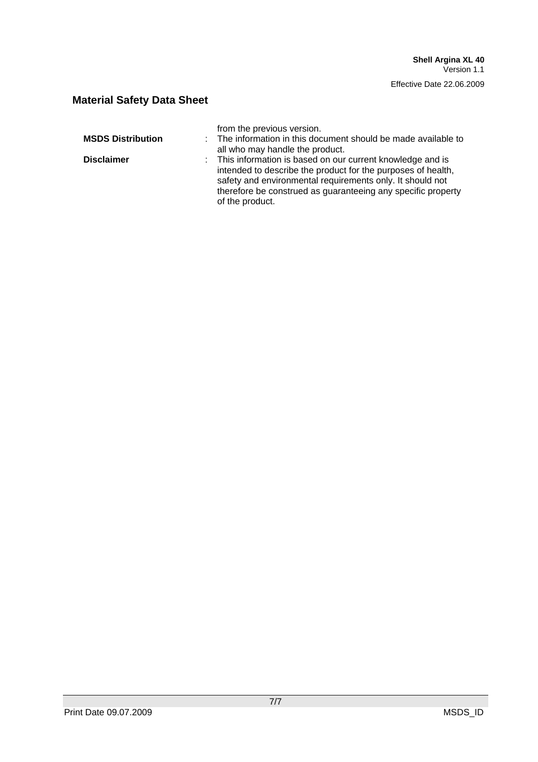from the previous version.

| | | |
|---|---|---|
| **MSDS Distribution** | : | The information in this document should be made available to all who may handle the product. |
| **Disclaimer** | : | This information is based on our current knowledge and is intended to describe the product for the purposes of health, safety and environmental requirements only. It should not therefore be construed as guaranteeing any specific property of the product. |